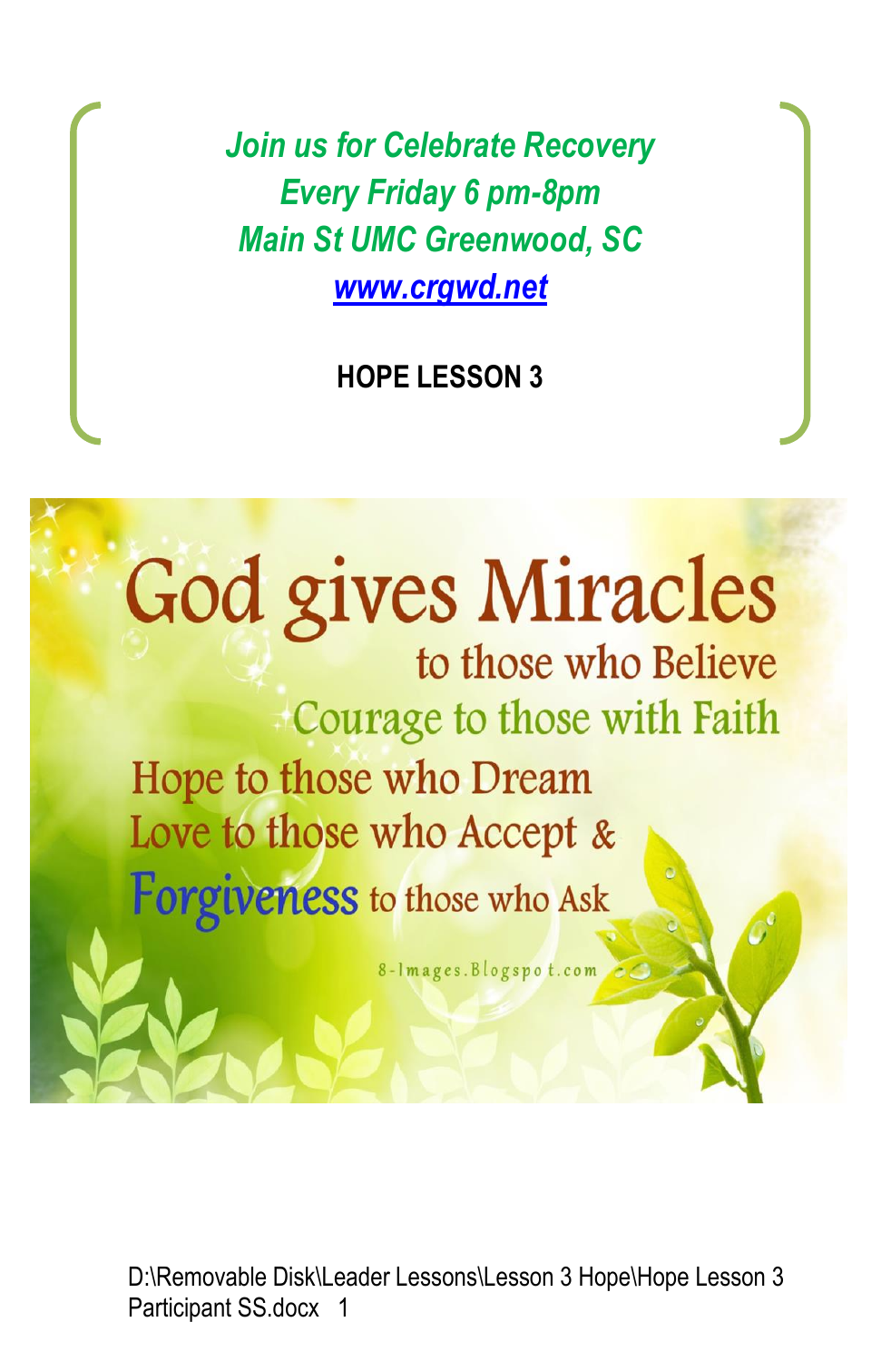*Join us for Celebrate Recovery*

*Every Friday 6 pm-8pm*

*Main St UMC Greenwood, SC*

*[www.crgwd.net](http://www.crgwd.net)*

**HOPE LESSON 3**

God gives Miracles to those who Believe

Courage to those with Faith

Hope to those who Dream

Love to those who Accept &

Forgiveness to those who Ask

8-Images.Blogspot.com

D:\Removable Disk\Leader Lessons\Lesson 3 Hope\Hope Lesson 3 Participant SS.docx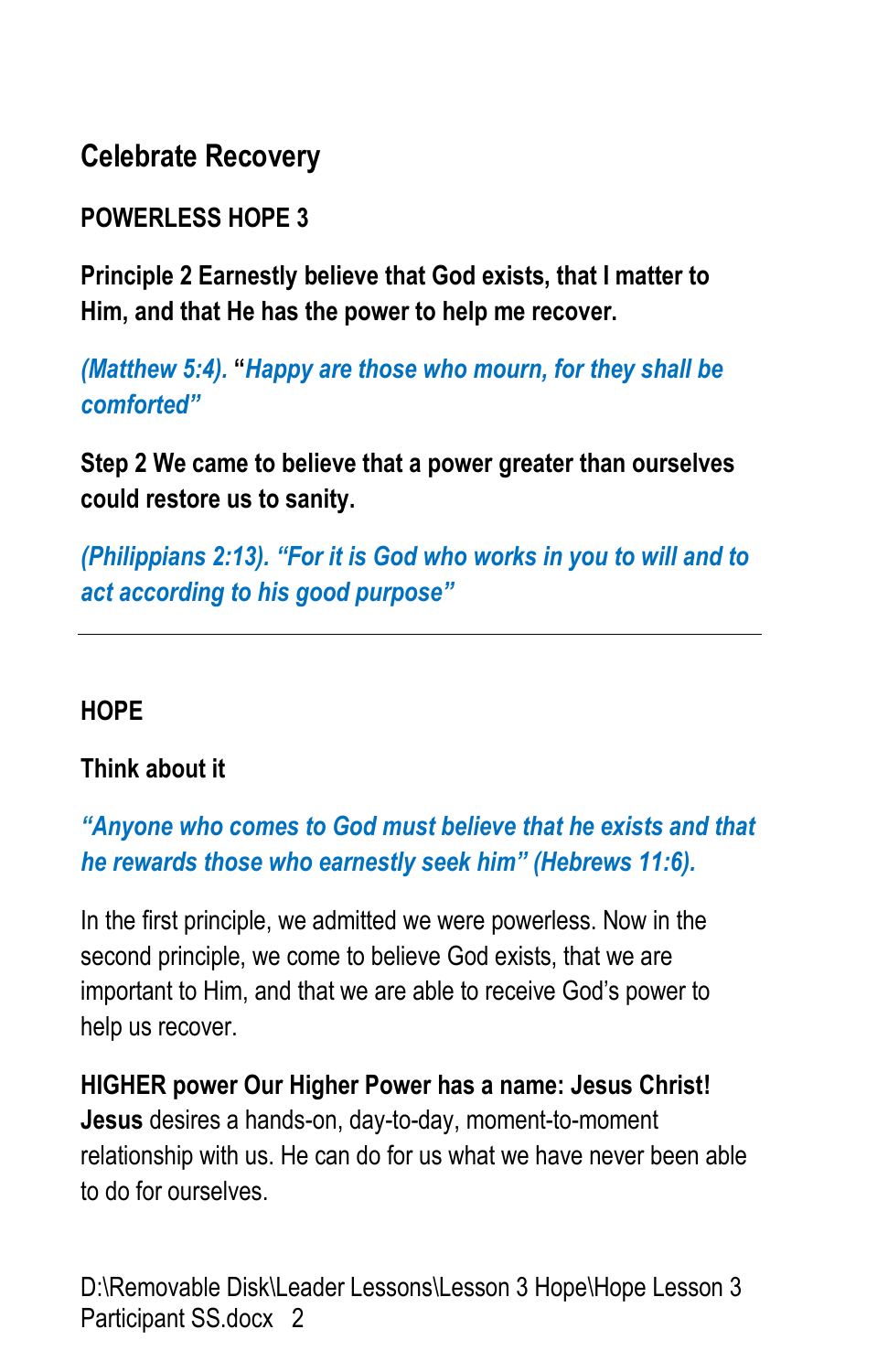## Celebrate Recovery

**POWERLESS HOPE 3**

**Principle 2 Earnestly believe that God exists, that I matter to Him, and that He has the power to help me recover.**

***(Matthew 5:4).* "*Happy are those who mourn, for they shall be comforted"***

**Step 2 We came to believe that a power greater than ourselves could restore us to sanity.**

***(Philippians 2:13). "For it is God who works in you to will and to act according to his good purpose"***

---

**HOPE**

**Think about it**

***"Anyone who comes to God must believe that he exists and that he rewards those who earnestly seek him" (Hebrews 11:6).***

In the first principle, we admitted we were powerless. Now in the second principle, we come to believe God exists, that we are important to Him, and that we are able to receive God's power to help us recover.

**HIGHER power Our Higher Power has a name: Jesus Christ! Jesus** desires a hands-on, day-to-day, moment-to-moment relationship with us. He can do for us what we have never been able to do for ourselves.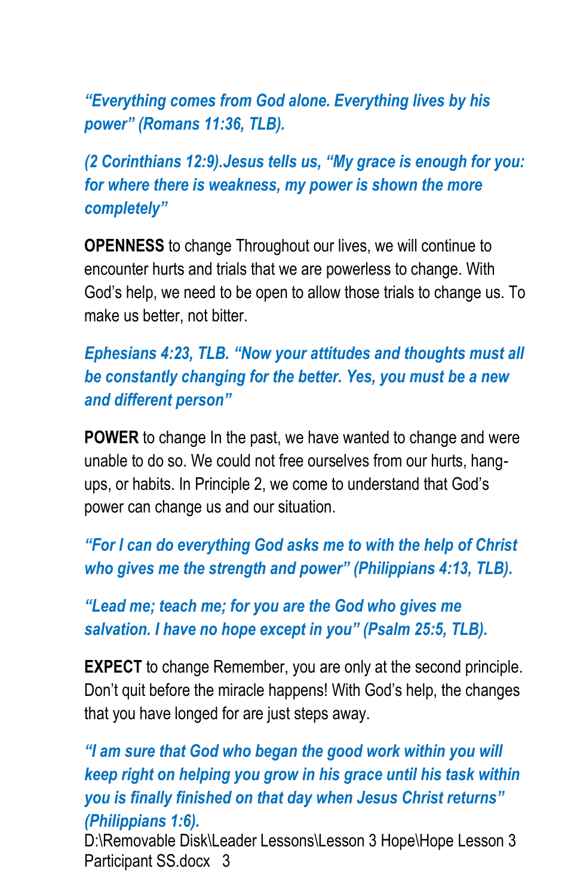***"Everything comes from God alone. Everything lives by his power" (Romans 11:36, TLB).***

***(2 Corinthians 12:9).Jesus tells us, "My grace is enough for you: for where there is weakness, my power is shown the more completely"***

**OPENNESS** to change Throughout our lives, we will continue to encounter hurts and trials that we are powerless to change. With God's help, we need to be open to allow those trials to change us. To make us better, not bitter.

***Ephesians 4:23, TLB. "Now your attitudes and thoughts must all be constantly changing for the better. Yes, you must be a new and different person"***

**POWER** to change In the past, we have wanted to change and were unable to do so. We could not free ourselves from our hurts, hang-ups, or habits. In Principle 2, we come to understand that God's power can change us and our situation.

***"For I can do everything God asks me to with the help of Christ who gives me the strength and power" (Philippians 4:13, TLB).***

***"Lead me; teach me; for you are the God who gives me salvation. I have no hope except in you" (Psalm 25:5, TLB).***

**EXPECT** to change Remember, you are only at the second principle. Don't quit before the miracle happens! With God's help, the changes that you have longed for are just steps away.

***"I am sure that God who began the good work within you will keep right on helping you grow in his grace until his task within you is finally finished on that day when Jesus Christ returns" (Philippians 1:6).***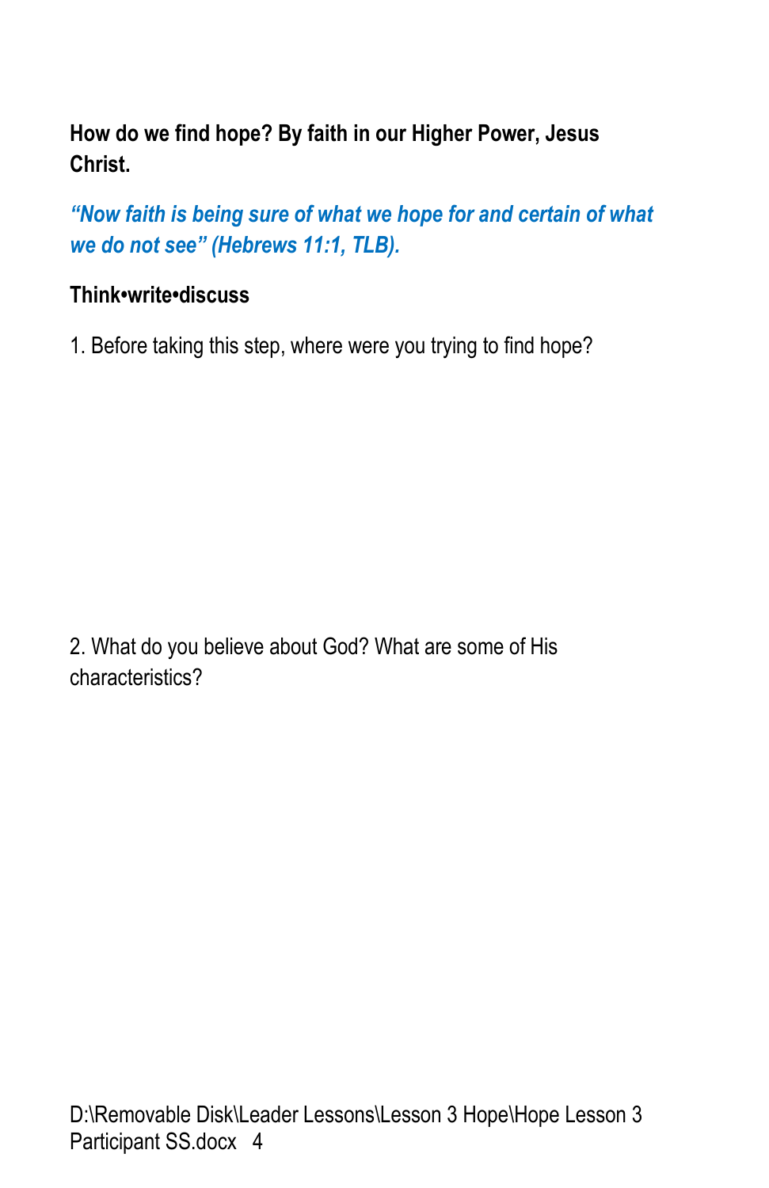**How do we find hope? By faith in our Higher Power, Jesus Christ.**

***"Now faith is being sure of what we hope for and certain of what we do not see" (Hebrews 11:1, TLB).***

**Think•write•discuss**

1. Before taking this step, where were you trying to find hope?

2. What do you believe about God? What are some of His characteristics?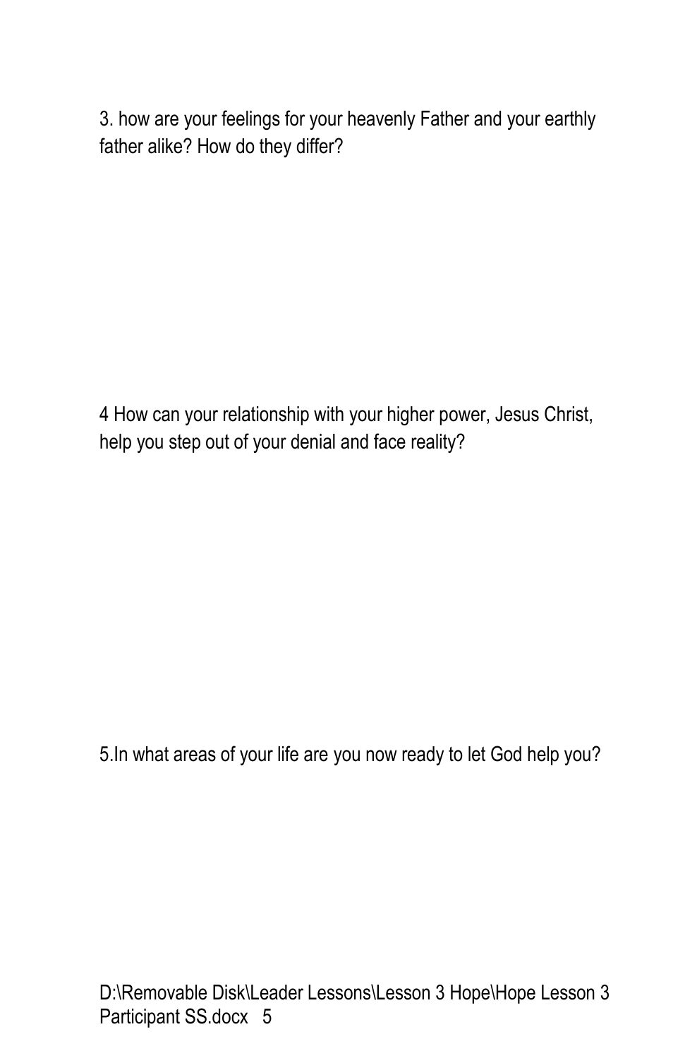3. how are your feelings for your heavenly Father and your earthly father alike? How do they differ?

4 How can your relationship with your higher power, Jesus Christ, help you step out of your denial and face reality?

5.In what areas of your life are you now ready to let God help you?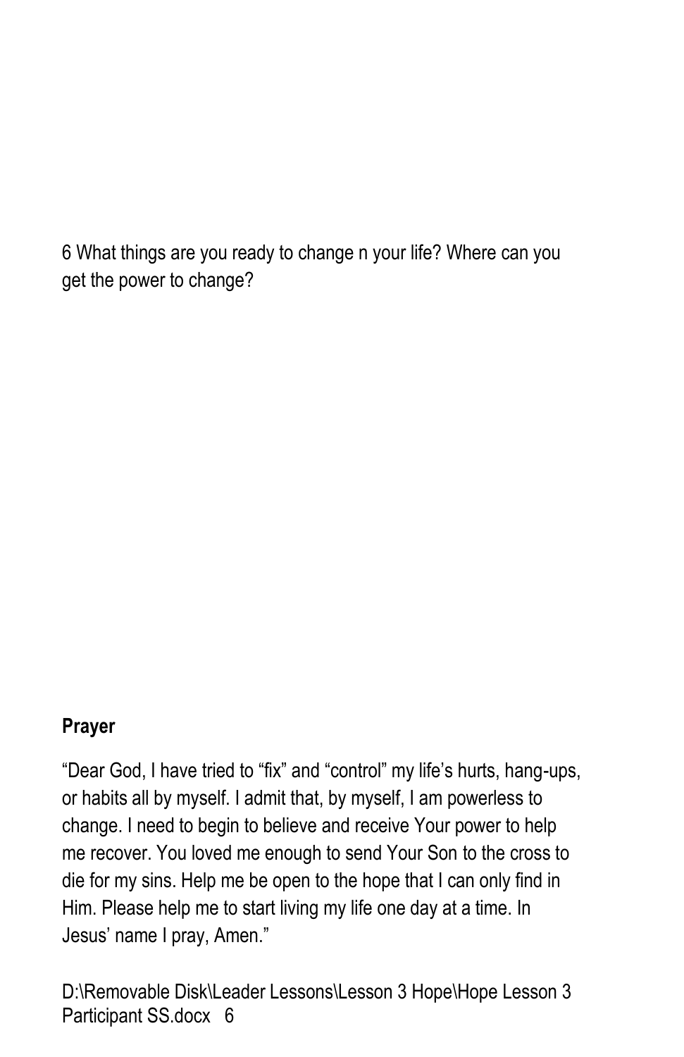6 What things are you ready to change n your life? Where can you get the power to change?

**Prayer**

“Dear God, I have tried to “fix” and “control” my life’s hurts, hang-ups, or habits all by myself. I admit that, by myself, I am powerless to change. I need to begin to believe and receive Your power to help me recover. You loved me enough to send Your Son to the cross to die for my sins. Help me be open to the hope that I can only find in Him. Please help me to start living my life one day at a time. In Jesus’ name I pray, Amen.”